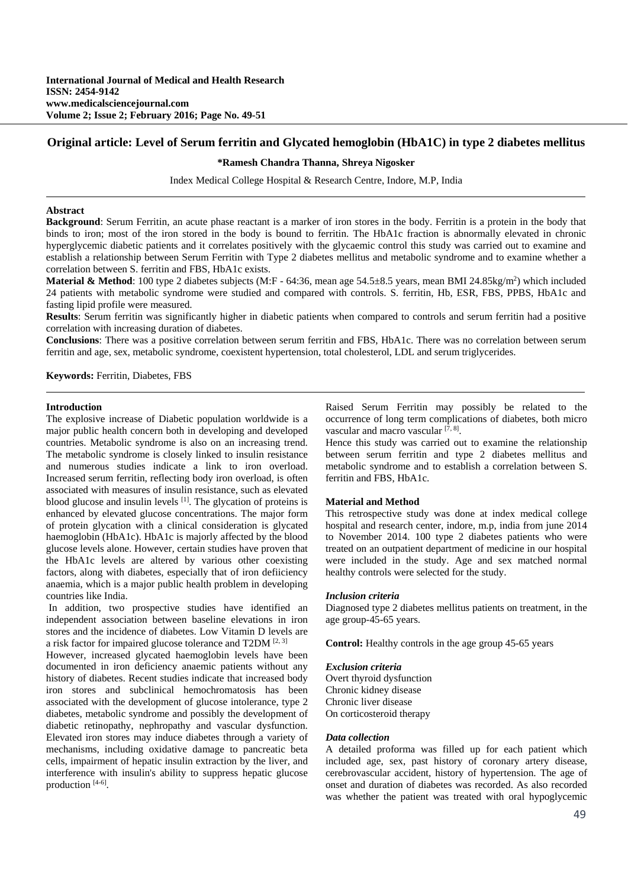**International Journal of Medical and Health Research**
**ISSN: 2454-9142**
**www.medicalsciencejournal.com**
**Volume 2; Issue 2; February 2016; Page No. 49-51**

# Original article: Level of Serum ferritin and Glycated hemoglobin (HbA1C) in type 2 diabetes mellitus

**\*Ramesh Chandra Thanna, Shreya Nigosker**

Index Medical College Hospital & Research Centre, Indore, M.P, India

## Abstract

**Background**: Serum Ferritin, an acute phase reactant is a marker of iron stores in the body. Ferritin is a protein in the body that binds to iron; most of the iron stored in the body is bound to ferritin. The HbA1c fraction is abnormally elevated in chronic hyperglycemic diabetic patients and it correlates positively with the glycaemic control this study was carried out to examine and establish a relationship between Serum Ferritin with Type 2 diabetes mellitus and metabolic syndrome and to examine whether a correlation between S. ferritin and FBS, HbA1c exists.

**Material & Method**: 100 type 2 diabetes subjects (M:F - 64:36, mean age 54.5±8.5 years, mean BMI 24.85kg/m$^2$) which included 24 patients with metabolic syndrome were studied and compared with controls. S. ferritin, Hb, ESR, FBS, PPBS, HbA1c and fasting lipid profile were measured.

**Results**: Serum ferritin was significantly higher in diabetic patients when compared to controls and serum ferritin had a positive correlation with increasing duration of diabetes.

**Conclusions**: There was a positive correlation between serum ferritin and FBS, HbA1c. There was no correlation between serum ferritin and age, sex, metabolic syndrome, coexistent hypertension, total cholesterol, LDL and serum triglycerides.

**Keywords:** Ferritin, Diabetes, FBS

## Introduction

The explosive increase of Diabetic population worldwide is a major public health concern both in developing and developed countries. Metabolic syndrome is also on an increasing trend. The metabolic syndrome is closely linked to insulin resistance and numerous studies indicate a link to iron overload. Increased serum ferritin, reflecting body iron overload, is often associated with measures of insulin resistance, such as elevated blood glucose and insulin levels [1]. The glycation of proteins is enhanced by elevated glucose concentrations. The major form of protein glycation with a clinical consideration is glycated haemoglobin (HbA1c). HbA1c is majorly affected by the blood glucose levels alone. However, certain studies have proven that the HbA1c levels are altered by various other coexisting factors, along with diabetes, especially that of iron defiiciency anaemia, which is a major public health problem in developing countries like India.

In addition, two prospective studies have identified an independent association between baseline elevations in iron stores and the incidence of diabetes. Low Vitamin D levels are a risk factor for impaired glucose tolerance and T2DM [2, 3]

However, increased glycated haemoglobin levels have been documented in iron deficiency anaemic patients without any history of diabetes. Recent studies indicate that increased body iron stores and subclinical hemochromatosis has been associated with the development of glucose intolerance, type 2 diabetes, metabolic syndrome and possibly the development of diabetic retinopathy, nephropathy and vascular dysfunction. Elevated iron stores may induce diabetes through a variety of mechanisms, including oxidative damage to pancreatic beta cells, impairment of hepatic insulin extraction by the liver, and interference with insulin's ability to suppress hepatic glucose production [4-6].

Raised Serum Ferritin may possibly be related to the occurrence of long term complications of diabetes, both micro vascular and macro vascular [7, 8].

Hence this study was carried out to examine the relationship between serum ferritin and type 2 diabetes mellitus and metabolic syndrome and to establish a correlation between S. ferritin and FBS, HbA1c.

## Material and Method

This retrospective study was done at index medical college hospital and research center, indore, m.p, india from june 2014 to November 2014. 100 type 2 diabetes patients who were treated on an outpatient department of medicine in our hospital were included in the study. Age and sex matched normal healthy controls were selected for the study.

### *Inclusion criteria*

Diagnosed type 2 diabetes mellitus patients on treatment, in the age group-45-65 years.

**Control:** Healthy controls in the age group 45-65 years

### *Exclusion criteria*

Overt thyroid dysfunction
Chronic kidney disease
Chronic liver disease
On corticosteroid therapy

### *Data collection*

A detailed proforma was filled up for each patient which included age, sex, past history of coronary artery disease, cerebrovascular accident, history of hypertension. The age of onset and duration of diabetes was recorded. As also recorded was whether the patient was treated with oral hypoglycemic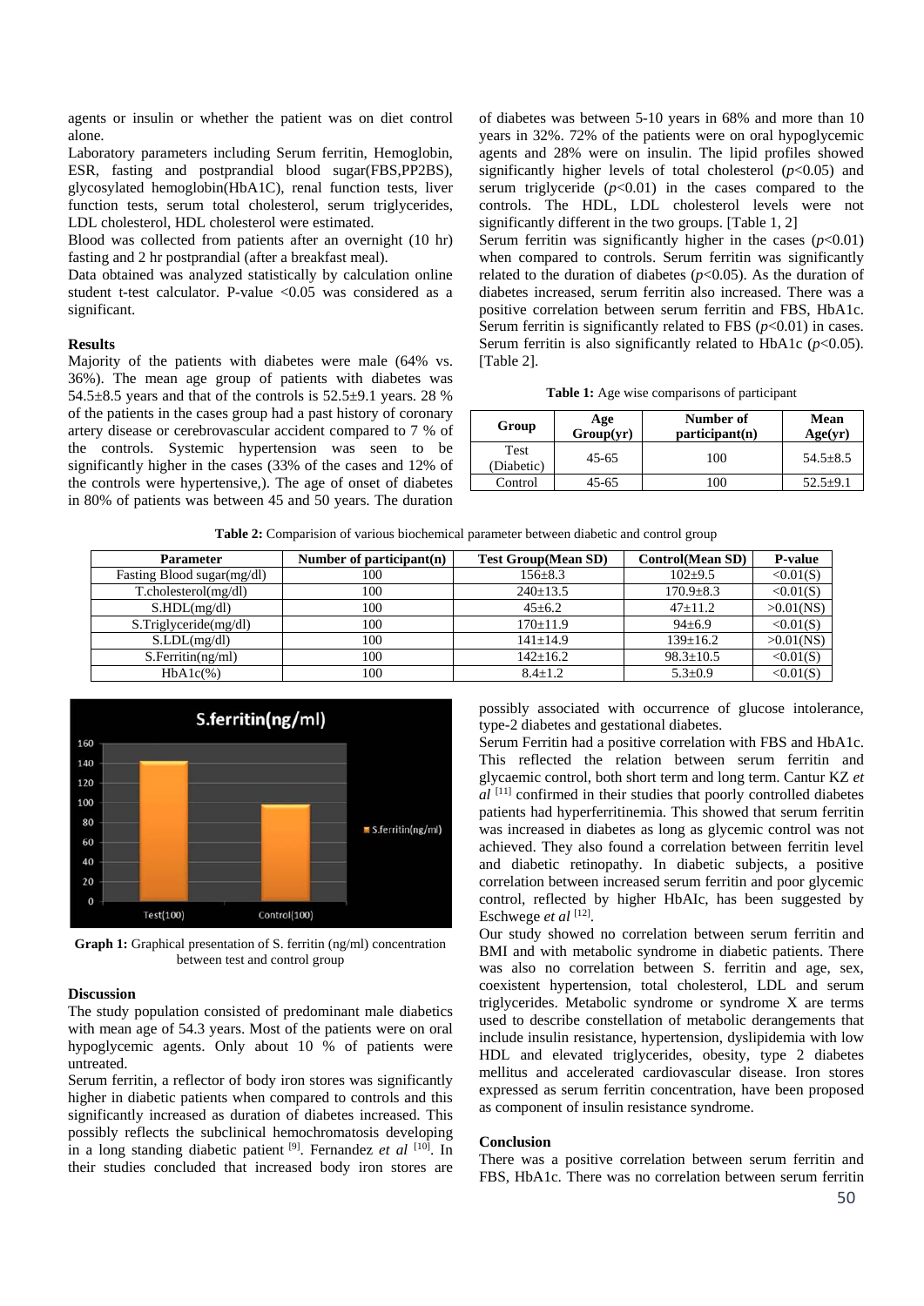agents or insulin or whether the patient was on diet control alone.

Laboratory parameters including Serum ferritin, Hemoglobin, ESR, fasting and postprandial blood sugar(FBS,PP2BS), glycosylated hemoglobin(HbA1C), renal function tests, liver function tests, serum total cholesterol, serum triglycerides, LDL cholesterol, HDL cholesterol were estimated.

Blood was collected from patients after an overnight (10 hr) fasting and 2 hr postprandial (after a breakfast meal).

Data obtained was analyzed statistically by calculation online student t-test calculator. P-value <0.05 was considered as a significant.

### Results

Majority of the patients with diabetes were male (64% vs. 36%). The mean age group of patients with diabetes was 54.5±8.5 years and that of the controls is 52.5±9.1 years. 28 % of the patients in the cases group had a past history of coronary artery disease or cerebrovascular accident compared to 7 % of the controls. Systemic hypertension was seen to be significantly higher in the cases (33% of the cases and 12% of the controls were hypertensive,). The age of onset of diabetes in 80% of patients was between 45 and 50 years. The duration of diabetes was between 5-10 years in 68% and more than 10 years in 32%. 72% of the patients were on oral hypoglycemic agents and 28% were on insulin. The lipid profiles showed significantly higher levels of total cholesterol ($p<0.05$) and serum triglyceride ($p<0.01$) in the cases compared to the controls. The HDL, LDL cholesterol levels were not significantly different in the two groups. [Table 1, 2]

Serum ferritin was significantly higher in the cases ($p<0.01$) when compared to controls. Serum ferritin was significantly related to the duration of diabetes ($p<0.05$). As the duration of diabetes increased, serum ferritin also increased. There was a positive correlation between serum ferritin and FBS, HbA1c. Serum ferritin is significantly related to FBS ($p<0.01$) in cases. Serum ferritin is also significantly related to HbA1c ($p<0.05$). [Table 2].

**Table 1:** Age wise comparisons of participant

| Group | Age Group(yr) | Number of participant(n) | Mean Age(yr) |
|---|---|---|---|
| Test (Diabetic) | 45-65 | 100 | 54.5±8.5 |
| Control | 45-65 | 100 | 52.5±9.1 |

**Table 2:** Comparision of various biochemical parameter between diabetic and control group

| Parameter | Number of participant(n) | Test Group(Mean SD) | Control(Mean SD) | P-value |
|---|---|---|---|---|
| Fasting Blood sugar(mg/dl) | 100 | 156±8.3 | 102±9.5 | <0.01(S) |
| T.cholesterol(mg/dl) | 100 | 240±13.5 | 170.9±8.3 | <0.01(S) |
| S.HDL(mg/dl) | 100 | 45±6.2 | 47±11.2 | >0.01(NS) |
| S.Triglyceride(mg/dl) | 100 | 170±11.9 | 94±6.9 | <0.01(S) |
| S.LDL(mg/dl) | 100 | 141±14.9 | 139±16.2 | >0.01(NS) |
| S.Ferritin(ng/ml) | 100 | 142±16.2 | 98.3±10.5 | <0.01(S) |
| HbA1c(%) | 100 | 8.4±1.2 | 5.3±0.9 | <0.01(S) |

**Graph 1:** Graphical presentation of S. ferritin (ng/ml) concentration between test and control group

### Discussion

The study population consisted of predominant male diabetics with mean age of 54.3 years. Most of the patients were on oral hypoglycemic agents. Only about 10 % of patients were untreated.

Serum ferritin, a reflector of body iron stores was significantly higher in diabetic patients when compared to controls and this significantly increased as duration of diabetes increased. This possibly reflects the subclinical hemochromatosis developing in a long standing diabetic patient [9]. Fernandez *et al* [10]. In their studies concluded that increased body iron stores are possibly associated with occurrence of glucose intolerance, type-2 diabetes and gestational diabetes.

Serum Ferritin had a positive correlation with FBS and HbA1c. This reflected the relation between serum ferritin and glycaemic control, both short term and long term. Cantur KZ *et al* [11] confirmed in their studies that poorly controlled diabetes patients had hyperferritinemia. This showed that serum ferritin was increased in diabetes as long as glycemic control was not achieved. They also found a correlation between ferritin level and diabetic retinopathy. In diabetic subjects, a positive correlation between increased serum ferritin and poor glycemic control, reflected by higher HbAlc, has been suggested by Eschwege *et al* [12].

Our study showed no correlation between serum ferritin and BMI and with metabolic syndrome in diabetic patients. There was also no correlation between S. ferritin and age, sex, coexistent hypertension, total cholesterol, LDL and serum triglycerides. Metabolic syndrome or syndrome X are terms used to describe constellation of metabolic derangements that include insulin resistance, hypertension, dyslipidemia with low HDL and elevated triglycerides, obesity, type 2 diabetes mellitus and accelerated cardiovascular disease. Iron stores expressed as serum ferritin concentration, have been proposed as component of insulin resistance syndrome.

### Conclusion

There was a positive correlation between serum ferritin and FBS, HbA1c. There was no correlation between serum ferritin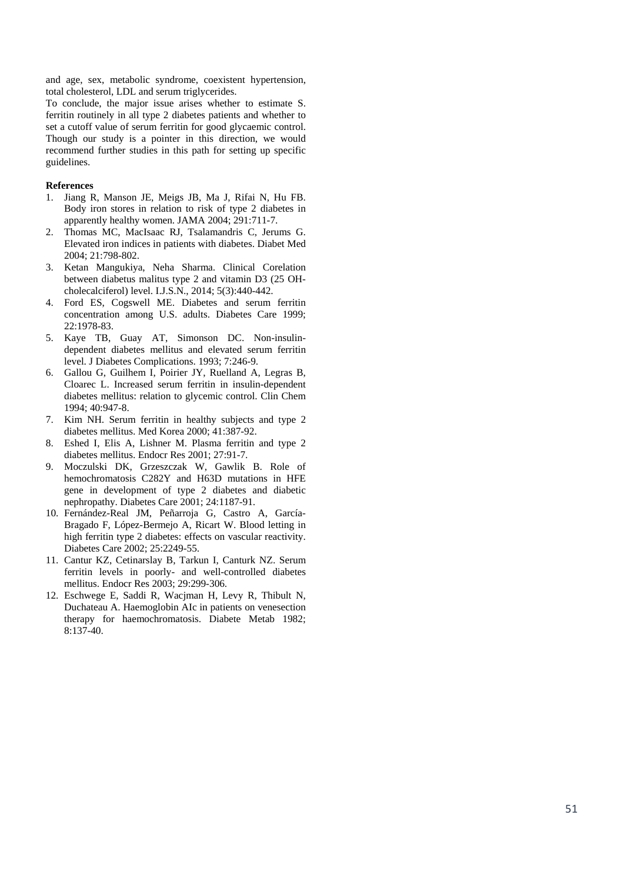and age, sex, metabolic syndrome, coexistent hypertension, total cholesterol, LDL and serum triglycerides.

To conclude, the major issue arises whether to estimate S. ferritin routinely in all type 2 diabetes patients and whether to set a cutoff value of serum ferritin for good glycaemic control. Though our study is a pointer in this direction, we would recommend further studies in this path for setting up specific guidelines.

**References**

1. Jiang R, Manson JE, Meigs JB, Ma J, Rifai N, Hu FB. Body iron stores in relation to risk of type 2 diabetes in apparently healthy women. JAMA 2004; 291:711-7.
2. Thomas MC, MacIsaac RJ, Tsalamandris C, Jerums G. Elevated iron indices in patients with diabetes. Diabet Med 2004; 21:798-802.
3. Ketan Mangukiya, Neha Sharma. Clinical Corelation between diabetus malitus type 2 and vitamin D3 (25 OH-cholecalciferol) level. I.J.S.N., 2014; 5(3):440-442.
4. Ford ES, Cogswell ME. Diabetes and serum ferritin concentration among U.S. adults. Diabetes Care 1999; 22:1978-83.
5. Kaye TB, Guay AT, Simonson DC. Non-insulin-dependent diabetes mellitus and elevated serum ferritin level. J Diabetes Complications. 1993; 7:246-9.
6. Gallou G, Guilhem I, Poirier JY, Ruelland A, Legras B, Cloarec L. Increased serum ferritin in insulin-dependent diabetes mellitus: relation to glycemic control. Clin Chem 1994; 40:947-8.
7. Kim NH. Serum ferritin in healthy subjects and type 2 diabetes mellitus. Med Korea 2000; 41:387-92.
8. Eshed I, Elis A, Lishner M. Plasma ferritin and type 2 diabetes mellitus. Endocr Res 2001; 27:91-7.
9. Moczulski DK, Grzeszczak W, Gawlik B. Role of hemochromatosis C282Y and H63D mutations in HFE gene in development of type 2 diabetes and diabetic nephropathy. Diabetes Care 2001; 24:1187-91.
10. Fernández-Real JM, Peñarroja G, Castro A, García-Bragado F, López-Bermejo A, Ricart W. Blood letting in high ferritin type 2 diabetes: effects on vascular reactivity. Diabetes Care 2002; 25:2249-55.
11. Cantur KZ, Cetinarslay B, Tarkun I, Canturk NZ. Serum ferritin levels in poorly- and well-controlled diabetes mellitus. Endocr Res 2003; 29:299-306.
12. Eschwege E, Saddi R, Wacjman H, Levy R, Thibult N, Duchateau A. Haemoglobin AIc in patients on venesection therapy for haemochromatosis. Diabete Metab 1982; 8:137-40.